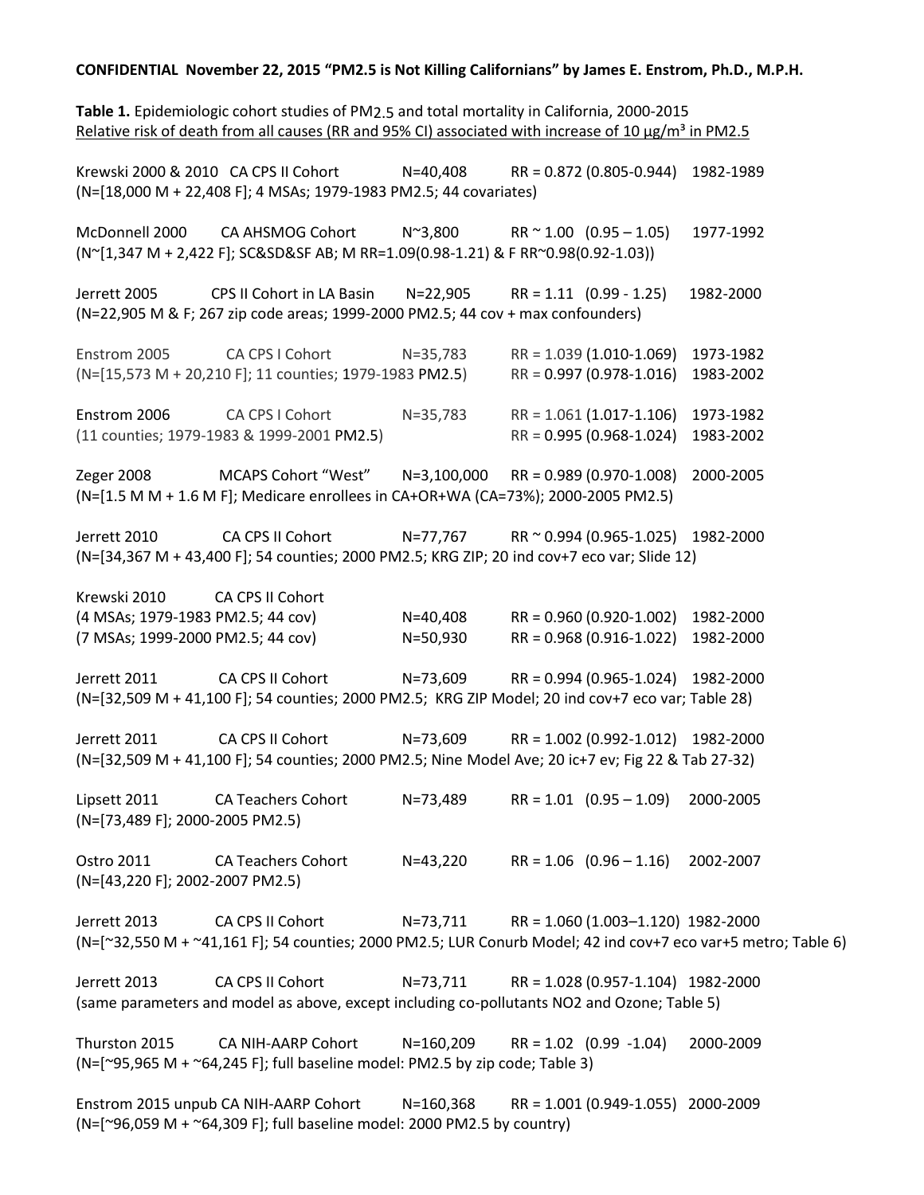**CONFIDENTIAL November 22, 2015 "PM2.5 is Not Killing Californians" by James E. Enstrom, Ph.D., M.P.H.**

**Table 1.** Epidemiologic cohort studies of PM2.5 and total mortality in California, 2000-2015
Relative risk of death from all causes (RR and 95% CI) associated with increase of 10 μg/m³ in PM2.5

Krewski 2000 & 2010 CA CPS II Cohort N=40,408 RR = 0.872 (0.805-0.944) 1982-1989
(N=[18,000 M + 22,408 F]; 4 MSAs; 1979-1983 PM2.5; 44 covariates)

McDonnell 2000 CA AHSMOG Cohort N~3,800 RR ~ 1.00 (0.95 – 1.05) 1977-1992
(N~[1,347 M + 2,422 F]; SC&SD&SF AB; M RR=1.09(0.98-1.21) & F RR~0.98(0.92-1.03))

Jerrett 2005 CPS II Cohort in LA Basin N=22,905 RR = 1.11 (0.99 - 1.25) 1982-2000
(N=22,905 M & F; 267 zip code areas; 1999-2000 PM2.5; 44 cov + max confounders)

Enstrom 2005 CA CPS I Cohort N=35,783 RR = 1.039 (1.010-1.069) 1973-1982
(N=[15,573 M + 20,210 F]; 11 counties; 1979-1983 PM2.5) RR = 0.997 (0.978-1.016) 1983-2002

Enstrom 2006 CA CPS I Cohort N=35,783 RR = 1.061 (1.017-1.106) 1973-1982
(11 counties; 1979-1983 & 1999-2001 PM2.5) RR = 0.995 (0.968-1.024) 1983-2002

Zeger 2008 MCAPS Cohort "West" N=3,100,000 RR = 0.989 (0.970-1.008) 2000-2005
(N=[1.5 M M + 1.6 M F]; Medicare enrollees in CA+OR+WA (CA=73%); 2000-2005 PM2.5)

Jerrett 2010 CA CPS II Cohort N=77,767 RR ~ 0.994 (0.965-1.025) 1982-2000
(N=[34,367 M + 43,400 F]; 54 counties; 2000 PM2.5; KRG ZIP; 20 ind cov+7 eco var; Slide 12)

Krewski 2010 CA CPS II Cohort
(4 MSAs; 1979-1983 PM2.5; 44 cov) N=40,408 RR = 0.960 (0.920-1.002) 1982-2000
(7 MSAs; 1999-2000 PM2.5; 44 cov) N=50,930 RR = 0.968 (0.916-1.022) 1982-2000

Jerrett 2011 CA CPS II Cohort N=73,609 RR = 0.994 (0.965-1.024) 1982-2000
(N=[32,509 M + 41,100 F]; 54 counties; 2000 PM2.5; KRG ZIP Model; 20 ind cov+7 eco var; Table 28)

Jerrett 2011 CA CPS II Cohort N=73,609 RR = 1.002 (0.992-1.012) 1982-2000
(N=[32,509 M + 41,100 F]; 54 counties; 2000 PM2.5; Nine Model Ave; 20 ic+7 ev; Fig 22 & Tab 27-32)

Lipsett 2011 CA Teachers Cohort N=73,489 RR = 1.01 (0.95 – 1.09) 2000-2005
(N=[73,489 F]; 2000-2005 PM2.5)

Ostro 2011 CA Teachers Cohort N=43,220 RR = 1.06 (0.96 – 1.16) 2002-2007
(N=[43,220 F]; 2002-2007 PM2.5)

Jerrett 2013 CA CPS II Cohort N=73,711 RR = 1.060 (1.003–1.120) 1982-2000
(N=[~32,550 M + ~41,161 F]; 54 counties; 2000 PM2.5; LUR Conurb Model; 42 ind cov+7 eco var+5 metro; Table 6)

Jerrett 2013 CA CPS II Cohort N=73,711 RR = 1.028 (0.957-1.104) 1982-2000
(same parameters and model as above, except including co-pollutants NO2 and Ozone; Table 5)

Thurston 2015 CA NIH-AARP Cohort N=160,209 RR = 1.02 (0.99 -1.04) 2000-2009
(N=[~95,965 M + ~64,245 F]; full baseline model: PM2.5 by zip code; Table 3)

Enstrom 2015 unpub CA NIH-AARP Cohort N=160,368 RR = 1.001 (0.949-1.055) 2000-2009
(N=[~96,059 M + ~64,309 F]; full baseline model: 2000 PM2.5 by country)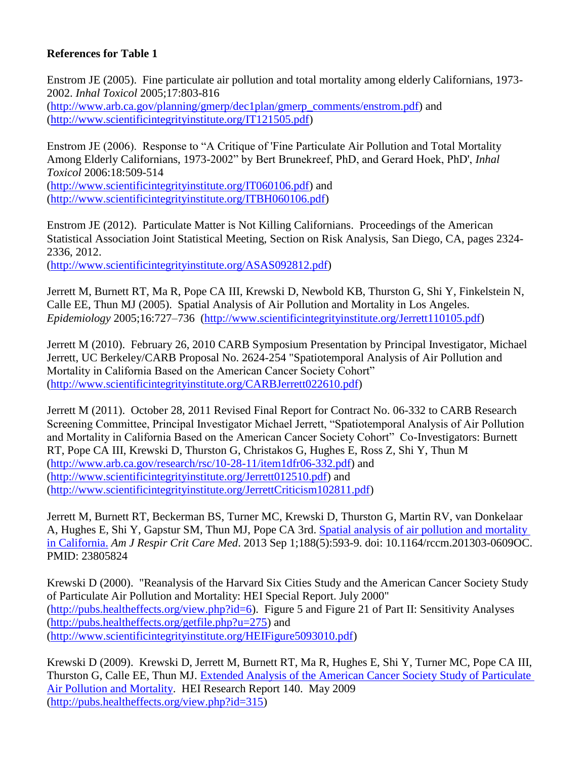**References for Table 1**

Enstrom JE (2005). Fine particulate air pollution and total mortality among elderly Californians, 1973-2002. *Inhal Toxicol* 2005;17:803-816 (http://www.arb.ca.gov/planning/gmerp/dec1plan/gmerp_comments/enstrom.pdf) and (http://www.scientificintegrityinstitute.org/IT121505.pdf)

Enstrom JE (2006). Response to "A Critique of 'Fine Particulate Air Pollution and Total Mortality Among Elderly Californians, 1973-2002" by Bert Brunekreef, PhD, and Gerard Hoek, PhD', *Inhal Toxicol* 2006:18:509-514 (http://www.scientificintegrityinstitute.org/IT060106.pdf) and (http://www.scientificintegrityinstitute.org/ITBH060106.pdf)

Enstrom JE (2012). Particulate Matter is Not Killing Californians. Proceedings of the American Statistical Association Joint Statistical Meeting, Section on Risk Analysis, San Diego, CA, pages 2324-2336, 2012. (http://www.scientificintegrityinstitute.org/ASAS092812.pdf)

Jerrett M, Burnett RT, Ma R, Pope CA III, Krewski D, Newbold KB, Thurston G, Shi Y, Finkelstein N, Calle EE, Thun MJ (2005). Spatial Analysis of Air Pollution and Mortality in Los Angeles. *Epidemiology* 2005;16:727–736 (http://www.scientificintegrityinstitute.org/Jerrett110105.pdf)

Jerrett M (2010). February 26, 2010 CARB Symposium Presentation by Principal Investigator, Michael Jerrett, UC Berkeley/CARB Proposal No. 2624-254 "Spatiotemporal Analysis of Air Pollution and Mortality in California Based on the American Cancer Society Cohort" (http://www.scientificintegrityinstitute.org/CARBJerrett022610.pdf)

Jerrett M (2011). October 28, 2011 Revised Final Report for Contract No. 06-332 to CARB Research Screening Committee, Principal Investigator Michael Jerrett, "Spatiotemporal Analysis of Air Pollution and Mortality in California Based on the American Cancer Society Cohort" Co-Investigators: Burnett RT, Pope CA III, Krewski D, Thurston G, Christakos G, Hughes E, Ross Z, Shi Y, Thun M (http://www.arb.ca.gov/research/rsc/10-28-11/item1dfr06-332.pdf) and (http://www.scientificintegrityinstitute.org/Jerrett012510.pdf) and (http://www.scientificintegrityinstitute.org/JerrettCriticism102811.pdf)

Jerrett M, Burnett RT, Beckerman BS, Turner MC, Krewski D, Thurston G, Martin RV, van Donkelaar A, Hughes E, Shi Y, Gapstur SM, Thun MJ, Pope CA 3rd. Spatial analysis of air pollution and mortality in California. *Am J Respir Crit Care Med*. 2013 Sep 1;188(5):593-9. doi: 10.1164/rccm.201303-0609OC. PMID: 23805824

Krewski D (2000). "Reanalysis of the Harvard Six Cities Study and the American Cancer Society Study of Particulate Air Pollution and Mortality: HEI Special Report. July 2000" (http://pubs.healtheffects.org/view.php?id=6). Figure 5 and Figure 21 of Part II: Sensitivity Analyses (http://pubs.healtheffects.org/getfile.php?u=275) and (http://www.scientificintegrityinstitute.org/HEIFigure5093010.pdf)

Krewski D (2009). Krewski D, Jerrett M, Burnett RT, Ma R, Hughes E, Shi Y, Turner MC, Pope CA III, Thurston G, Calle EE, Thun MJ. Extended Analysis of the American Cancer Society Study of Particulate Air Pollution and Mortality. HEI Research Report 140. May 2009 (http://pubs.healtheffects.org/view.php?id=315)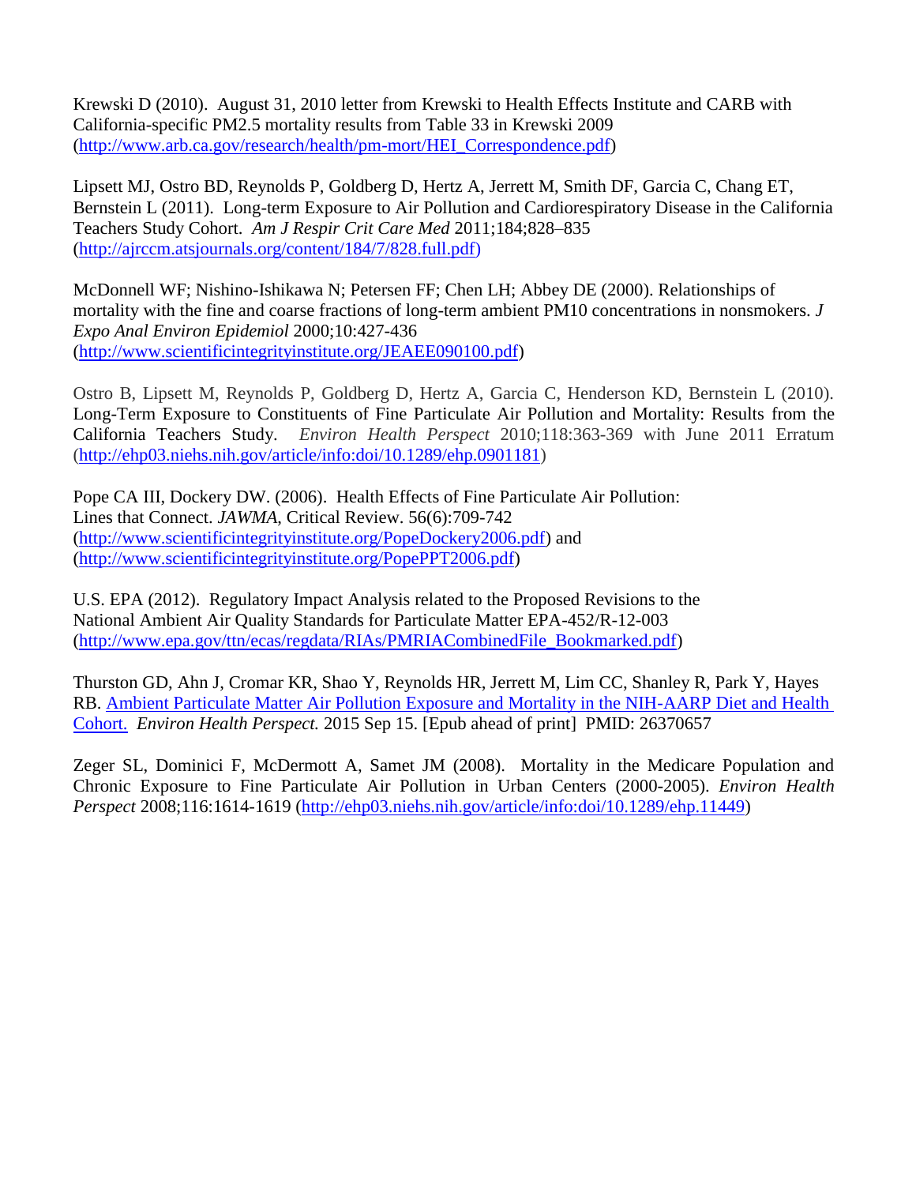Krewski D (2010). August 31, 2010 letter from Krewski to Health Effects Institute and CARB with California-specific PM2.5 mortality results from Table 33 in Krewski 2009 (http://www.arb.ca.gov/research/health/pm-mort/HEI_Correspondence.pdf)

Lipsett MJ, Ostro BD, Reynolds P, Goldberg D, Hertz A, Jerrett M, Smith DF, Garcia C, Chang ET, Bernstein L (2011). Long-term Exposure to Air Pollution and Cardiorespiratory Disease in the California Teachers Study Cohort. *Am J Respir Crit Care Med* 2011;184;828–835 (http://ajrccm.atsjournals.org/content/184/7/828.full.pdf)

McDonnell WF; Nishino-Ishikawa N; Petersen FF; Chen LH; Abbey DE (2000). Relationships of mortality with the fine and coarse fractions of long-term ambient PM10 concentrations in nonsmokers. *J Expo Anal Environ Epidemiol* 2000;10:427-436 (http://www.scientificintegrityinstitute.org/JEAEE090100.pdf)

Ostro B, Lipsett M, Reynolds P, Goldberg D, Hertz A, Garcia C, Henderson KD, Bernstein L (2010). Long-Term Exposure to Constituents of Fine Particulate Air Pollution and Mortality: Results from the California Teachers Study. *Environ Health Perspect* 2010;118:363-369 with June 2011 Erratum (http://ehp03.niehs.nih.gov/article/info:doi/10.1289/ehp.0901181)

Pope CA III, Dockery DW. (2006). Health Effects of Fine Particulate Air Pollution: Lines that Connect. *JAWMA*, Critical Review. 56(6):709-742 (http://www.scientificintegrityinstitute.org/PopeDockery2006.pdf) and (http://www.scientificintegrityinstitute.org/PopePPT2006.pdf)

U.S. EPA (2012). Regulatory Impact Analysis related to the Proposed Revisions to the National Ambient Air Quality Standards for Particulate Matter EPA-452/R-12-003 (http://www.epa.gov/ttn/ecas/regdata/RIAs/PMRIACombinedFile_Bookmarked.pdf)

Thurston GD, Ahn J, Cromar KR, Shao Y, Reynolds HR, Jerrett M, Lim CC, Shanley R, Park Y, Hayes RB. Ambient Particulate Matter Air Pollution Exposure and Mortality in the NIH-AARP Diet and Health Cohort. *Environ Health Perspect.* 2015 Sep 15. [Epub ahead of print] PMID: 26370657

Zeger SL, Dominici F, McDermott A, Samet JM (2008). Mortality in the Medicare Population and Chronic Exposure to Fine Particulate Air Pollution in Urban Centers (2000-2005). *Environ Health Perspect* 2008;116:1614-1619 (http://ehp03.niehs.nih.gov/article/info:doi/10.1289/ehp.11449)